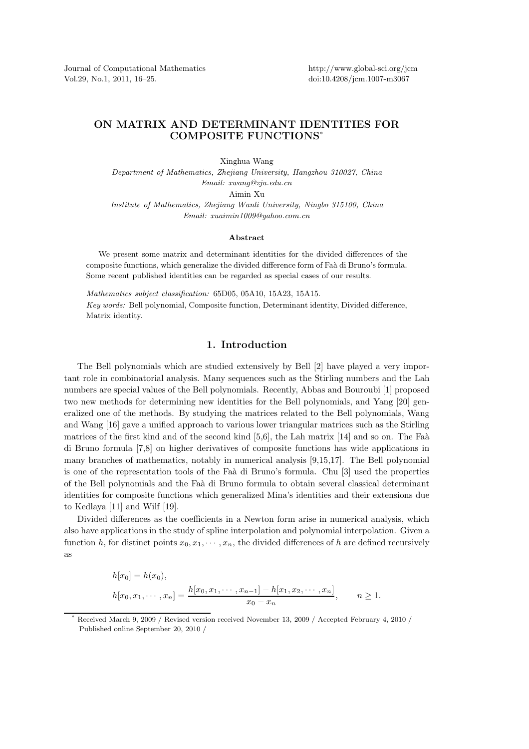# ON MATRIX AND DETERMINANT IDENTITIES FOR COMPOSITE FUNCTIONS*

Xinghua Wang

*Department of Mathematics, Zhejiang University, Hangzhou 310027, China*
*Email: xwang@zju.edu.cn*

Aimin Xu

*Institute of Mathematics, Zhejiang Wanli University, Ningbo 315100, China*
*Email: xuaimin1009@yahoo.com.cn*

### Abstract

We present some matrix and determinant identities for the divided differences of the composite functions, which generalize the divided difference form of Faà di Bruno's formula. Some recent published identities can be regarded as special cases of our results.

*Mathematics subject classification:* 65D05, 05A10, 15A23, 15A15.
*Key words:* Bell polynomial, Composite function, Determinant identity, Divided difference, Matrix identity.

## 1. Introduction

The Bell polynomials which are studied extensively by Bell [2] have played a very important role in combinatorial analysis. Many sequences such as the Stirling numbers and the Lah numbers are special values of the Bell polynomials. Recently, Abbas and Bouroubi [1] proposed two new methods for determining new identities for the Bell polynomials, and Yang [20] generalized one of the methods. By studying the matrices related to the Bell polynomials, Wang and Wang [16] gave a unified approach to various lower triangular matrices such as the Stirling matrices of the first kind and of the second kind [5,6], the Lah matrix [14] and so on. The Faà di Bruno formula [7,8] on higher derivatives of composite functions has wide applications in many branches of mathematics, notably in numerical analysis [9,15,17]. The Bell polynomial is one of the representation tools of the Faà di Bruno's formula. Chu [3] used the properties of the Bell polynomials and the Faà di Bruno formula to obtain several classical determinant identities for composite functions which generalized Mina's identities and their extensions due to Kedlaya [11] and Wilf [19].

Divided differences as the coefficients in a Newton form arise in numerical analysis, which also have applications in the study of spline interpolation and polynomial interpolation. Given a function $h$, for distinct points $x_0, x_1, \cdots, x_n$, the divided differences of $h$ are defined recursively as

$$
\begin{aligned}
&h[x_0] = h(x_0),\\
&h[x_0, x_1, \cdots, x_n] = \frac{h[x_0, x_1, \cdots, x_{n-1}] - h[x_1, x_2, \cdots, x_n]}{x_0 - x_n}, \qquad n \geq 1.
\end{aligned}
$$

---

* Received March 9, 2009 / Revised version received November 13, 2009 / Accepted February 4, 2010 / Published online September 20, 2010 /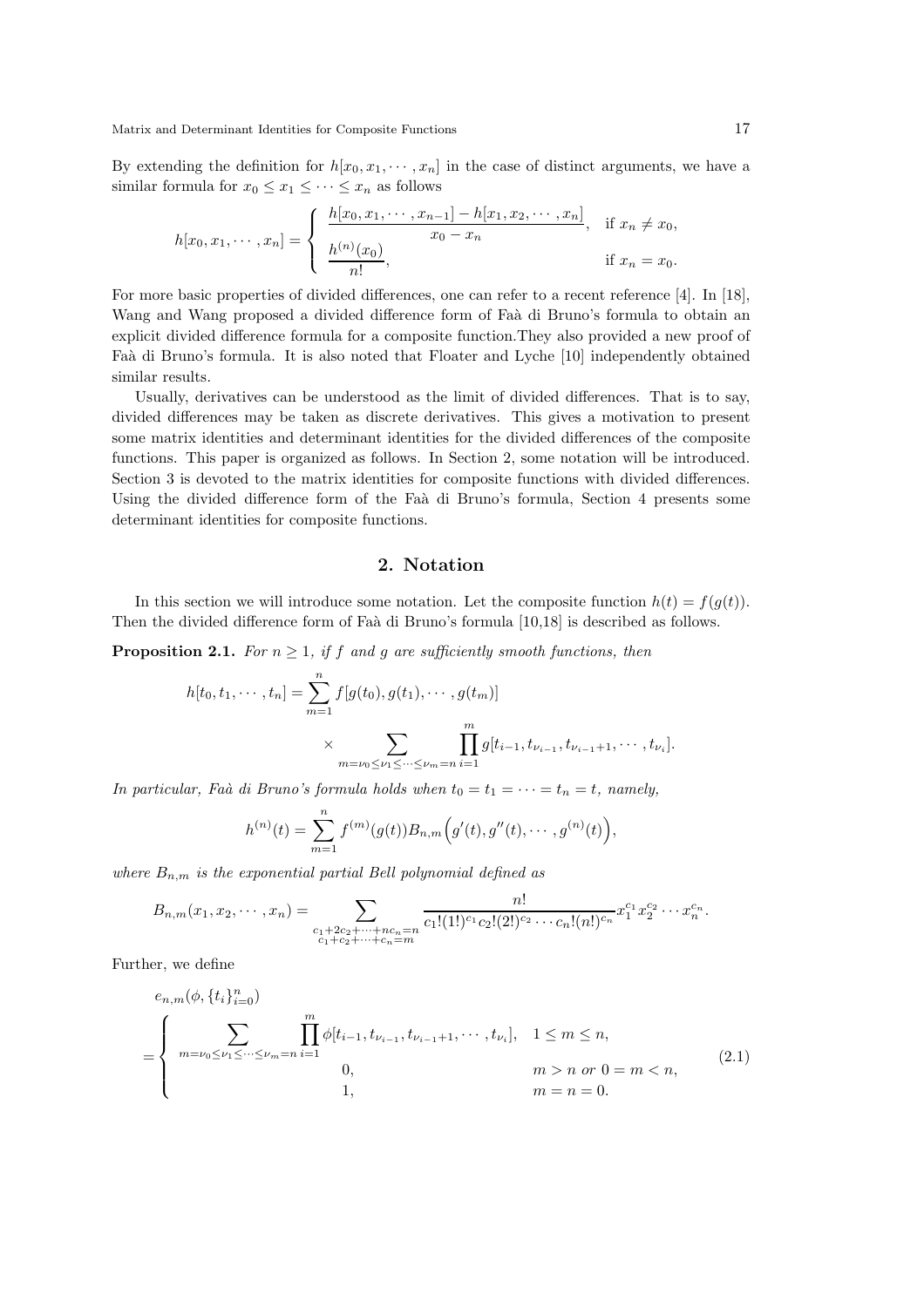By extending the definition for $h[x_0, x_1, \cdots, x_n]$ in the case of distinct arguments, we have a similar formula for $x_0 \le x_1 \le \cdots \le x_n$ as follows

$$
h[x_0, x_1, \cdots, x_n] = \begin{cases} \dfrac{h[x_0, x_1, \cdots, x_{n-1}] - h[x_1, x_2, \cdots, x_n]}{x_0 - x_n}, & \text{if } x_n \neq x_0, \\ \dfrac{h^{(n)}(x_0)}{n!}, & \text{if } x_n = x_0. \end{cases}
$$

For more basic properties of divided differences, one can refer to a recent reference [4]. In [18], Wang and Wang proposed a divided difference form of Faà di Bruno's formula to obtain an explicit divided difference formula for a composite function.They also provided a new proof of Faà di Bruno's formula. It is also noted that Floater and Lyche [10] independently obtained similar results.

Usually, derivatives can be understood as the limit of divided differences. That is to say, divided differences may be taken as discrete derivatives. This gives a motivation to present some matrix identities and determinant identities for the divided differences of the composite functions. This paper is organized as follows. In Section 2, some notation will be introduced. Section 3 is devoted to the matrix identities for composite functions with divided differences. Using the divided difference form of the Faà di Bruno's formula, Section 4 presents some determinant identities for composite functions.

## 2. Notation

In this section we will introduce some notation. Let the composite function $h(t) = f(g(t))$. Then the divided difference form of Faà di Bruno's formula [10,18] is described as follows.

**Proposition 2.1.** *For $n \ge 1$, if $f$ and $g$ are sufficiently smooth functions, then*

$$
h[t_0, t_1, \cdots, t_n] = \sum_{m=1}^{n} f[g(t_0), g(t_1), \cdots, g(t_m)] \times \sum_{m=\nu_0 \le \nu_1 \le \cdots \le \nu_m = n} \prod_{i=1}^{m} g[t_{i-1}, t_{\nu_{i-1}}, t_{\nu_{i-1}+1}, \cdots, t_{\nu_i}].
$$

*In particular, Faà di Bruno's formula holds when $t_0 = t_1 = \cdots = t_n = t$, namely,*

$$
h^{(n)}(t) = \sum_{m=1}^{n} f^{(m)}(g(t)) B_{n,m}\Big(g'(t), g''(t), \cdots, g^{(n)}(t)\Big),
$$

*where $B_{n,m}$ is the exponential partial Bell polynomial defined as*

$$
B_{n,m}(x_1, x_2, \cdots, x_n) = \sum_{\substack{c_1 + 2c_2 + \cdots + nc_n = n \\ c_1 + c_2 + \cdots + c_n = m}} \frac{n!}{c_1!(1!)^{c_1} c_2!(2!)^{c_2} \cdots c_n!(n!)^{c_n}} x_1^{c_1} x_2^{c_2} \cdots x_n^{c_n}.
$$

Further, we define

$$
e_{n,m}(\phi, \{t_i\}_{i=0}^{n}) = \begin{cases} \displaystyle\sum_{m=\nu_0 \le \nu_1 \le \cdots \le \nu_m = n} \prod_{i=1}^{m} \phi[t_{i-1}, t_{\nu_{i-1}}, t_{\nu_{i-1}+1}, \cdots, t_{\nu_i}], & 1 \le m \le n, \\ 0, & m > n \text{ or } 0 = m < n, \\ 1, & m = n = 0. \end{cases} \tag{2.1}
$$